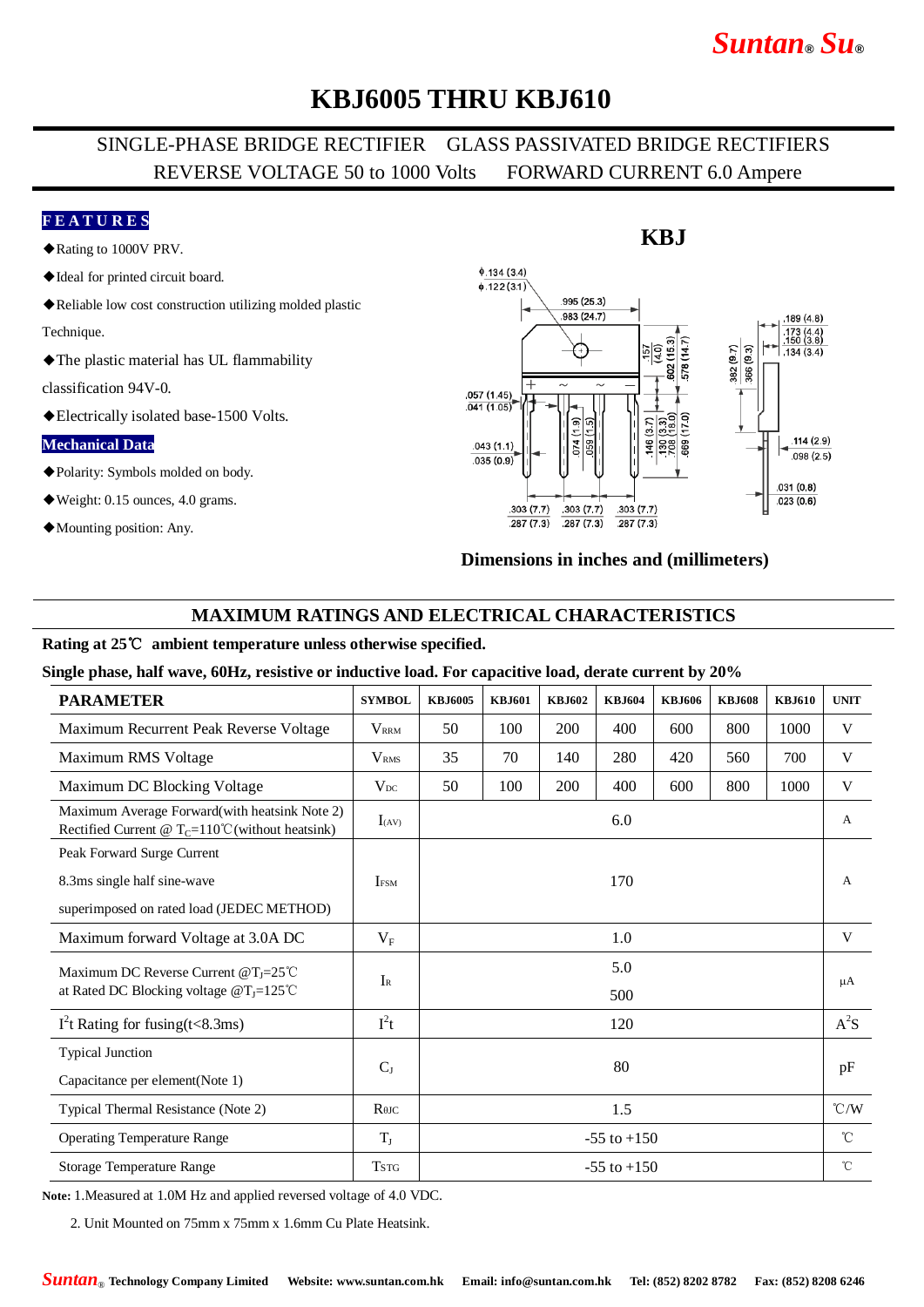# KBJ6005 THRU KBJ610

SINGLE-PHASE BRIDGE RECTIFIER GLASS PASSIVATED BRIDGE RECTIFIERS
REVERSE VOLTAGE 50 to 1000 Volts FORWARD CURRENT 6.0 Ampere

**FEATURES**

- ◆Rating to 1000V PRV.
- ◆Ideal for printed circuit board.
- ◆Reliable low cost construction utilizing molded plastic Technique.
- ◆The plastic material has UL flammability classification 94V-0.
- ◆Electrically isolated base-1500 Volts.

**Mechanical Data**

- ◆Polarity: Symbols molded on body.
- ◆Weight: 0.15 ounces, 4.0 grams.
- ◆Mounting position: Any.

**KBJ**

**Dimensions in inches and (millimeters)**

## MAXIMUM RATINGS AND ELECTRICAL CHARACTERISTICS

**Rating at 25℃ ambient temperature unless otherwise specified.**

**Single phase, half wave, 60Hz, resistive or inductive load. For capacitive load, derate current by 20%**

| PARAMETER | SYMBOL | KBJ6005 | KBJ601 | KBJ602 | KBJ604 | KBJ606 | KBJ608 | KBJ610 | UNIT |
|---|---|---|---|---|---|---|---|---|---|
| Maximum Recurrent Peak Reverse Voltage | $V_{RRM}$ | 50 | 100 | 200 | 400 | 600 | 800 | 1000 | V |
| Maximum RMS Voltage | $V_{RMS}$ | 35 | 70 | 140 | 280 | 420 | 560 | 700 | V |
| Maximum DC Blocking Voltage | $V_{DC}$ | 50 | 100 | 200 | 400 | 600 | 800 | 1000 | V |
| Maximum Average Forward(with heatsink Note 2) Rectified Current @ $T_C$=110℃(without heatsink) | $I_{(AV)}$ | 6.0 | | | | | | | A |
| Peak Forward Surge Current 8.3ms single half sine-wave superimposed on rated load (JEDEC METHOD) | $I_{FSM}$ | 170 | | | | | | | A |
| Maximum forward Voltage at 3.0A DC | $V_F$ | 1.0 | | | | | | | V |
| Maximum DC Reverse Current @$T_J$=25℃ at Rated DC Blocking voltage @$T_J$=125℃ | $I_R$ | 5.0 / 500 | | | | | | | μA |
| $I^2t$ Rating for fusing(t<8.3ms) | $I^2t$ | 120 | | | | | | | $A^2S$ |
| Typical Junction Capacitance per element(Note 1) | $C_J$ | 80 | | | | | | | pF |
| Typical Thermal Resistance (Note 2) | $R_{\theta JC}$ | 1.5 | | | | | | | ℃/W |
| Operating Temperature Range | $T_J$ | -55 to +150 | | | | | | | ℃ |
| Storage Temperature Range | $T_{STG}$ | -55 to +150 | | | | | | | ℃ |

**Note:** 1.Measured at 1.0M Hz and applied reversed voltage of 4.0 VDC.

2. Unit Mounted on 75mm x 75mm x 1.6mm Cu Plate Heatsink.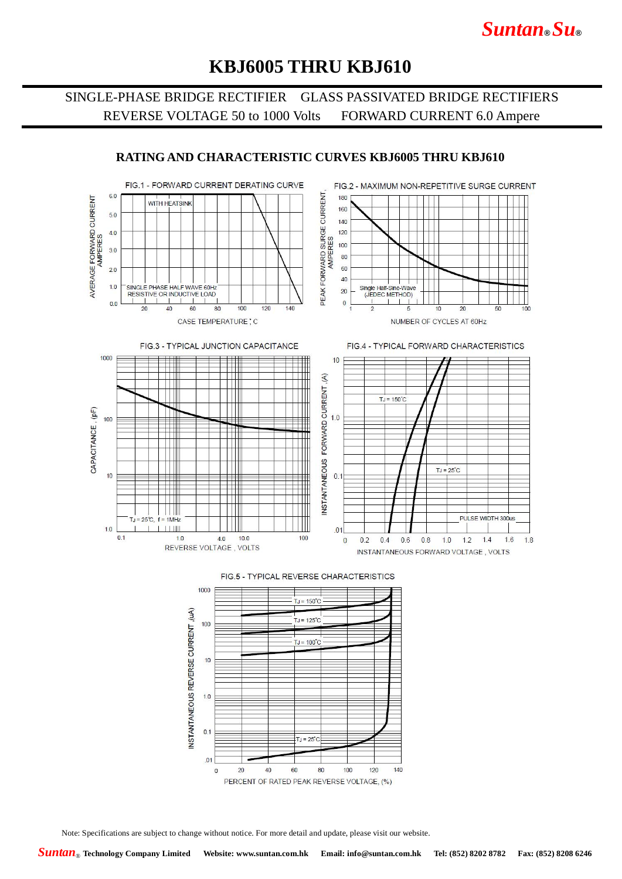# KBJ6005 THRU KBJ610

SINGLE-PHASE BRIDGE RECTIFIER GLASS PASSIVATED BRIDGE RECTIFIERS

REVERSE VOLTAGE 50 to 1000 Volts FORWARD CURRENT 6.0 Ampere

## RATING AND CHARACTERISTIC CURVES KBJ6005 THRU KBJ610

FIG.1 - FORWARD CURRENT DERATING CURVE

AVERAGE FORWARD CURRENT AMPERES

6.0
5.0
4.0
3.0
2.0
1.0
0.0

WITH HEATSINK

SINGLE PHASE HALF WAVE 60Hz RESISTIVE OR INDUCTIVE LOAD

20 40 60 80 100 120 140

CASE TEMPERATURE ,°C

FIG.2 - MAXIMUM NON-REPETITIVE SURGE CURRENT

PEAK FORWARD SURGE CURRENT, AMPERES

180
160
140
120
100
80
60
40
20
0

Single Half-Sine-Wave (JEDEC METHOD)

1 2 5 10 20 50 100

NUMBER OF CYCLES AT 60Hz

FIG.3 - TYPICAL JUNCTION CAPACITANCE

CAPACITANCE , (pF)

1000
100
10
1.0

$T_J$ = 25°C, f = 1MHz

0.1 1.0 4.0 10.0 100

REVERSE VOLTAGE , VOLTS

FIG.4 - TYPICAL FORWARD CHARACTERISTICS

INSTANTANEOUS FORWARD CURRENT ,(A)

10
1.0
0.1
.01

$T_J$ = 150°C

$T_J$ = 25°C

PULSE WIDTH 300us

0 0.2 0.4 0.6 0.8 1.0 1.2 1.4 1.6 1.8

INSTANTANEOUS FORWARD VOLTAGE , VOLTS

FIG.5 - TYPICAL REVERSE CHARACTERISTICS

INSTANTANEOUS REVERSE CURRENT ,(uA)

1000
100
10
1.0
0.1
.01

$T_J$ = 150°C
$T_J$ = 125°C
$T_J$ = 100°C
$T_J$ = 25°C

0 20 40 60 80 100 120 140

PERCENT OF RATED PEAK REVERSE VOLTAGE, (%)

Note: Specifications are subject to change without notice. For more detail and update, please visit our website.

Suntan® Technology Company Limited Website: www.suntan.com.hk Email: info@suntan.com.hk Tel: (852) 8202 8782 Fax: (852) 8208 6246